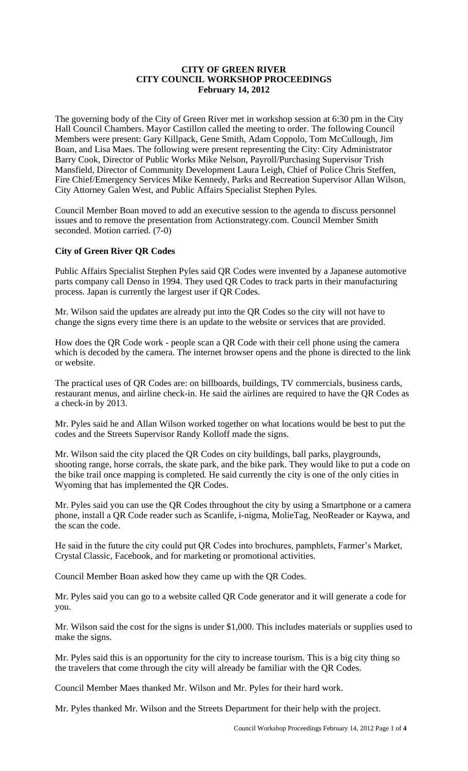**CITY OF GREEN RIVER**
**CITY COUNCIL WORKSHOP PROCEEDINGS**
**February 14, 2012**

The governing body of the City of Green River met in workshop session at 6:30 pm in the City Hall Council Chambers. Mayor Castillon called the meeting to order. The following Council Members were present: Gary Killpack, Gene Smith, Adam Coppolo, Tom McCullough, Jim Boan, and Lisa Maes. The following were present representing the City: City Administrator Barry Cook, Director of Public Works Mike Nelson, Payroll/Purchasing Supervisor Trish Mansfield, Director of Community Development Laura Leigh, Chief of Police Chris Steffen, Fire Chief/Emergency Services Mike Kennedy, Parks and Recreation Supervisor Allan Wilson, City Attorney Galen West, and Public Affairs Specialist Stephen Pyles.

Council Member Boan moved to add an executive session to the agenda to discuss personnel issues and to remove the presentation from Actionstrategy.com. Council Member Smith seconded. Motion carried. (7-0)

**City of Green River QR Codes**

Public Affairs Specialist Stephen Pyles said QR Codes were invented by a Japanese automotive parts company call Denso in 1994. They used QR Codes to track parts in their manufacturing process. Japan is currently the largest user if QR Codes.

Mr. Wilson said the updates are already put into the QR Codes so the city will not have to change the signs every time there is an update to the website or services that are provided.

How does the QR Code work - people scan a QR Code with their cell phone using the camera which is decoded by the camera. The internet browser opens and the phone is directed to the link or website.

The practical uses of QR Codes are: on billboards, buildings, TV commercials, business cards, restaurant menus, and airline check-in. He said the airlines are required to have the QR Codes as a check-in by 2013.

Mr. Pyles said he and Allan Wilson worked together on what locations would be best to put the codes and the Streets Supervisor Randy Kolloff made the signs.

Mr. Wilson said the city placed the QR Codes on city buildings, ball parks, playgrounds, shooting range, horse corrals, the skate park, and the bike park. They would like to put a code on the bike trail once mapping is completed. He said currently the city is one of the only cities in Wyoming that has implemented the QR Codes.

Mr. Pyles said you can use the QR Codes throughout the city by using a Smartphone or a camera phone, install a QR Code reader such as Scanlife, i-nigma, MolieTag, NeoReader or Kaywa, and the scan the code.

He said in the future the city could put QR Codes into brochures, pamphlets, Farmer's Market, Crystal Classic, Facebook, and for marketing or promotional activities.

Council Member Boan asked how they came up with the QR Codes.

Mr. Pyles said you can go to a website called QR Code generator and it will generate a code for you.

Mr. Wilson said the cost for the signs is under $1,000. This includes materials or supplies used to make the signs.

Mr. Pyles said this is an opportunity for the city to increase tourism. This is a big city thing so the travelers that come through the city will already be familiar with the QR Codes.

Council Member Maes thanked Mr. Wilson and Mr. Pyles for their hard work.

Mr. Pyles thanked Mr. Wilson and the Streets Department for their help with the project.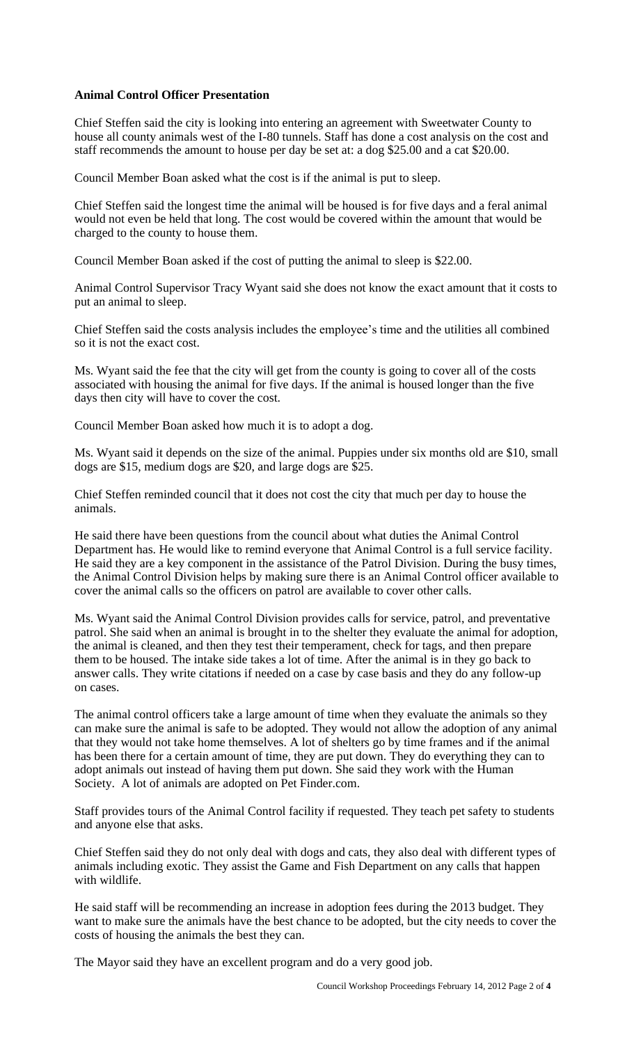**Animal Control Officer Presentation**

Chief Steffen said the city is looking into entering an agreement with Sweetwater County to house all county animals west of the I-80 tunnels. Staff has done a cost analysis on the cost and staff recommends the amount to house per day be set at: a dog $25.00 and a cat $20.00.

Council Member Boan asked what the cost is if the animal is put to sleep.

Chief Steffen said the longest time the animal will be housed is for five days and a feral animal would not even be held that long. The cost would be covered within the amount that would be charged to the county to house them.

Council Member Boan asked if the cost of putting the animal to sleep is $22.00.

Animal Control Supervisor Tracy Wyant said she does not know the exact amount that it costs to put an animal to sleep.

Chief Steffen said the costs analysis includes the employee's time and the utilities all combined so it is not the exact cost.

Ms. Wyant said the fee that the city will get from the county is going to cover all of the costs associated with housing the animal for five days. If the animal is housed longer than the five days then city will have to cover the cost.

Council Member Boan asked how much it is to adopt a dog.

Ms. Wyant said it depends on the size of the animal. Puppies under six months old are $10, small dogs are $15, medium dogs are $20, and large dogs are $25.

Chief Steffen reminded council that it does not cost the city that much per day to house the animals.

He said there have been questions from the council about what duties the Animal Control Department has. He would like to remind everyone that Animal Control is a full service facility. He said they are a key component in the assistance of the Patrol Division. During the busy times, the Animal Control Division helps by making sure there is an Animal Control officer available to cover the animal calls so the officers on patrol are available to cover other calls.

Ms. Wyant said the Animal Control Division provides calls for service, patrol, and preventative patrol. She said when an animal is brought in to the shelter they evaluate the animal for adoption, the animal is cleaned, and then they test their temperament, check for tags, and then prepare them to be housed. The intake side takes a lot of time. After the animal is in they go back to answer calls. They write citations if needed on a case by case basis and they do any follow-up on cases.

The animal control officers take a large amount of time when they evaluate the animals so they can make sure the animal is safe to be adopted. They would not allow the adoption of any animal that they would not take home themselves. A lot of shelters go by time frames and if the animal has been there for a certain amount of time, they are put down. They do everything they can to adopt animals out instead of having them put down. She said they work with the Human Society. A lot of animals are adopted on Pet Finder.com.

Staff provides tours of the Animal Control facility if requested. They teach pet safety to students and anyone else that asks.

Chief Steffen said they do not only deal with dogs and cats, they also deal with different types of animals including exotic. They assist the Game and Fish Department on any calls that happen with wildlife.

He said staff will be recommending an increase in adoption fees during the 2013 budget. They want to make sure the animals have the best chance to be adopted, but the city needs to cover the costs of housing the animals the best they can.

The Mayor said they have an excellent program and do a very good job.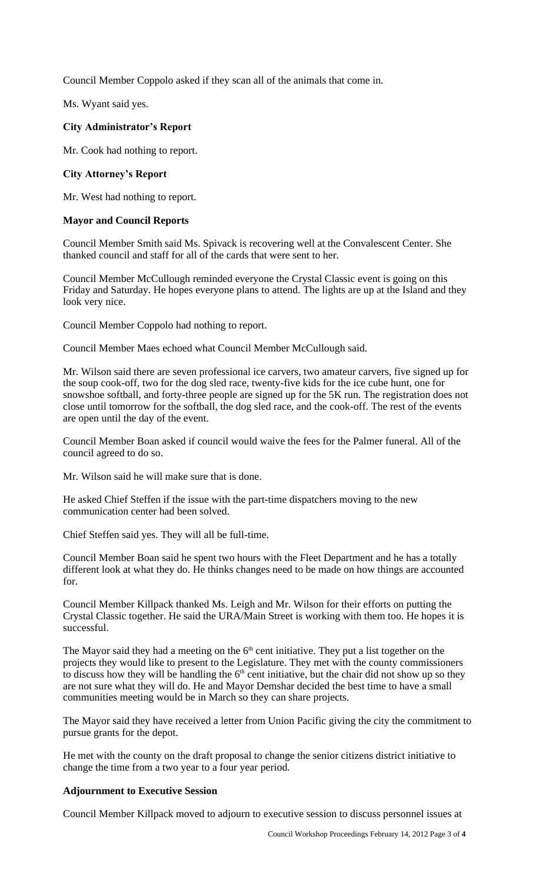Council Member Coppolo asked if they scan all of the animals that come in.

Ms. Wyant said yes.

**City Administrator's Report**

Mr. Cook had nothing to report.

**City Attorney's Report**

Mr. West had nothing to report.

**Mayor and Council Reports**

Council Member Smith said Ms. Spivack is recovering well at the Convalescent Center. She thanked council and staff for all of the cards that were sent to her.

Council Member McCullough reminded everyone the Crystal Classic event is going on this Friday and Saturday. He hopes everyone plans to attend. The lights are up at the Island and they look very nice.

Council Member Coppolo had nothing to report.

Council Member Maes echoed what Council Member McCullough said.

Mr. Wilson said there are seven professional ice carvers, two amateur carvers, five signed up for the soup cook-off, two for the dog sled race, twenty-five kids for the ice cube hunt, one for snowshoe softball, and forty-three people are signed up for the 5K run. The registration does not close until tomorrow for the softball, the dog sled race, and the cook-off. The rest of the events are open until the day of the event.

Council Member Boan asked if council would waive the fees for the Palmer funeral. All of the council agreed to do so.

Mr. Wilson said he will make sure that is done.

He asked Chief Steffen if the issue with the part-time dispatchers moving to the new communication center had been solved.

Chief Steffen said yes. They will all be full-time.

Council Member Boan said he spent two hours with the Fleet Department and he has a totally different look at what they do. He thinks changes need to be made on how things are accounted for.

Council Member Killpack thanked Ms. Leigh and Mr. Wilson for their efforts on putting the Crystal Classic together. He said the URA/Main Street is working with them too. He hopes it is successful.

The Mayor said they had a meeting on the 6th cent initiative. They put a list together on the projects they would like to present to the Legislature. They met with the county commissioners to discuss how they will be handling the 6th cent initiative, but the chair did not show up so they are not sure what they will do. He and Mayor Demshar decided the best time to have a small communities meeting would be in March so they can share projects.

The Mayor said they have received a letter from Union Pacific giving the city the commitment to pursue grants for the depot.

He met with the county on the draft proposal to change the senior citizens district initiative to change the time from a two year to a four year period.

**Adjournment to Executive Session**

Council Member Killpack moved to adjourn to executive session to discuss personnel issues at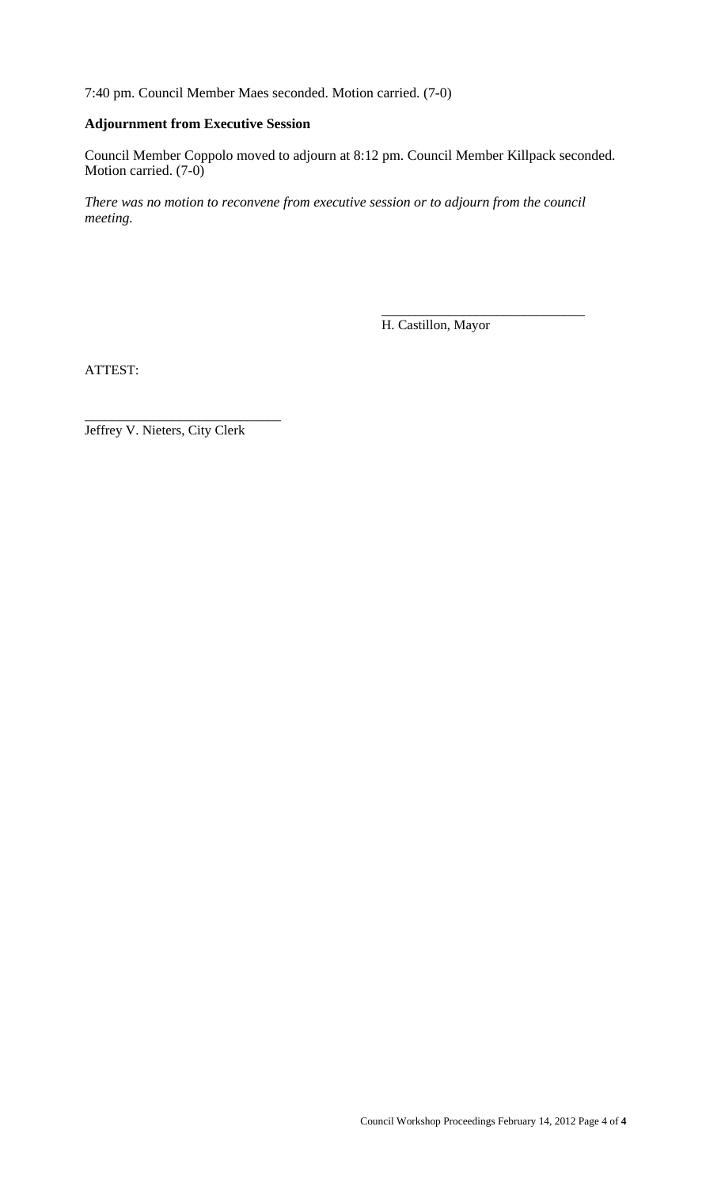7:40 pm. Council Member Maes seconded. Motion carried. (7-0)

**Adjournment from Executive Session**

Council Member Coppolo moved to adjourn at 8:12 pm. Council Member Killpack seconded. Motion carried. (7-0)

*There was no motion to reconvene from executive session or to adjourn from the council meeting.*

\_\_\_\_\_\_\_\_\_\_\_\_\_\_\_\_\_\_\_\_\_\_\_\_\_\_\_\_\_\_
H. Castillon, Mayor

ATTEST:

\_\_\_\_\_\_\_\_\_\_\_\_\_\_\_\_\_\_\_\_\_\_\_\_\_\_\_\_\_\_
Jeffrey V. Nieters, City Clerk